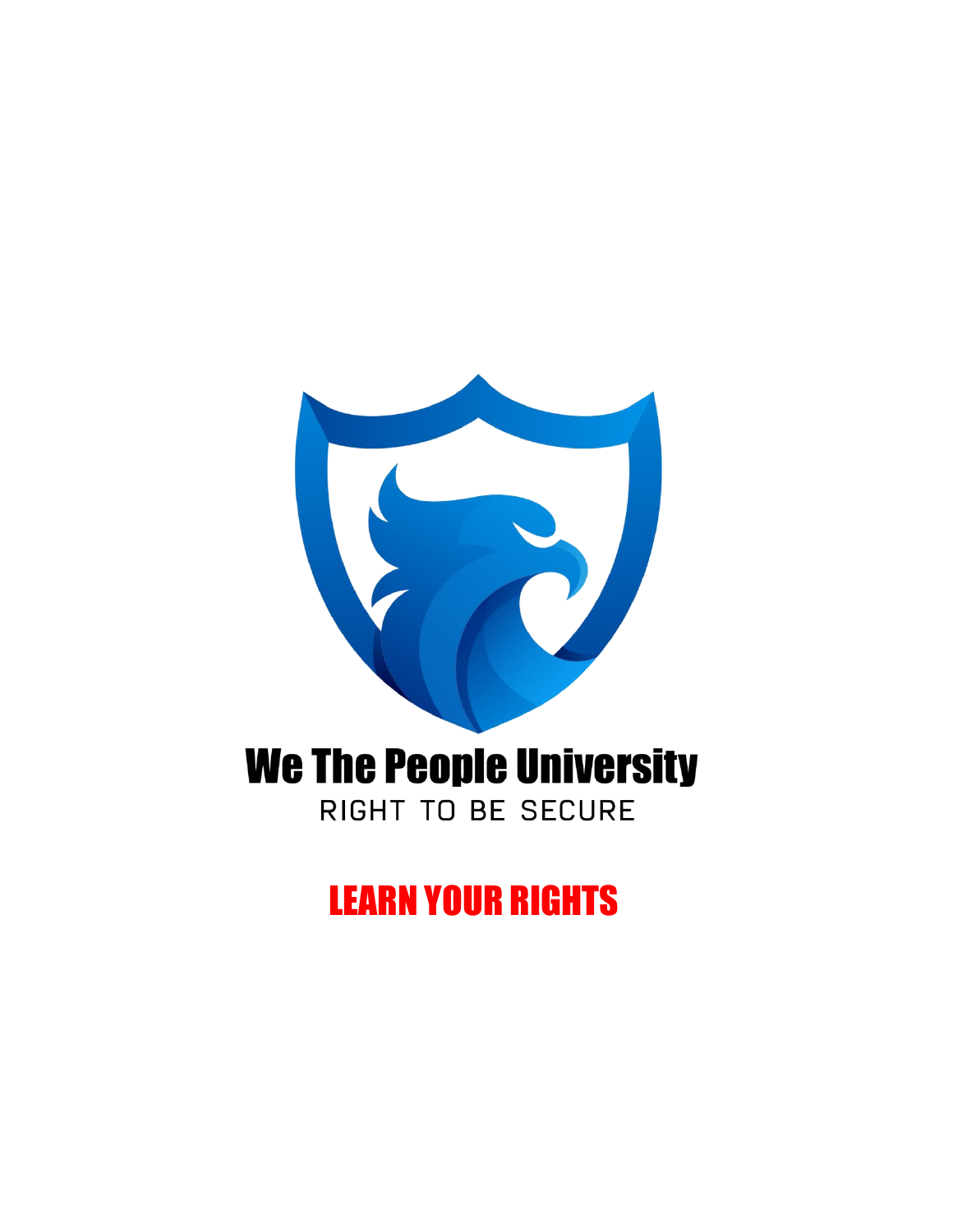# We The People University

RIGHT TO BE SECURE

## LEARN YOUR RIGHTS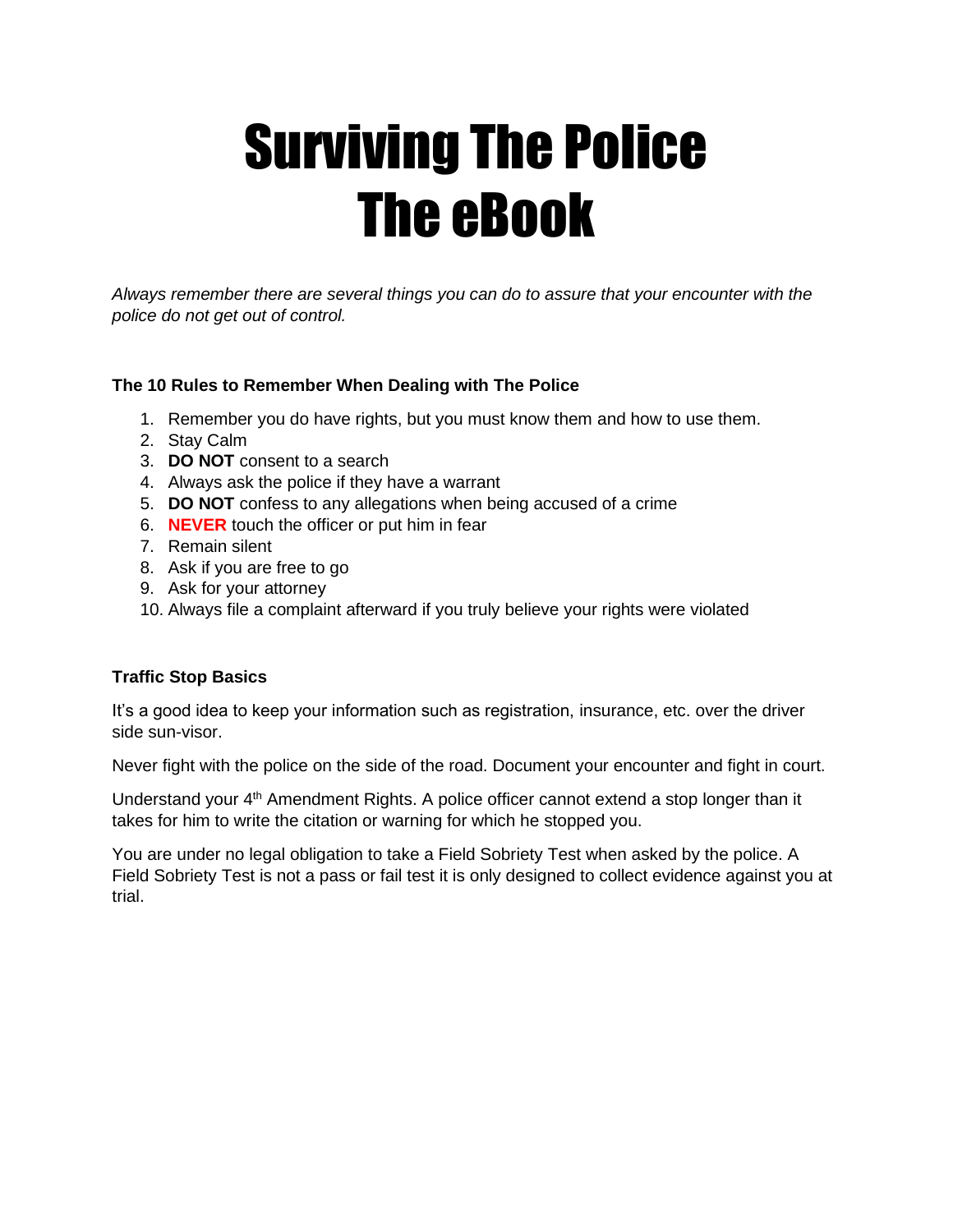# Surviving The Police
# The eBook

*Always remember there are several things you can do to assure that your encounter with the police do not get out of control.*

**The 10 Rules to Remember When Dealing with The Police**

1. Remember you do have rights, but you must know them and how to use them.
2. Stay Calm
3. **DO NOT** consent to a search
4. Always ask the police if they have a warrant
5. **DO NOT** confess to any allegations when being accused of a crime
6. **NEVER** touch the officer or put him in fear
7. Remain silent
8. Ask if you are free to go
9. Ask for your attorney
10. Always file a complaint afterward if you truly believe your rights were violated

**Traffic Stop Basics**

It's a good idea to keep your information such as registration, insurance, etc. over the driver side sun-visor.

Never fight with the police on the side of the road. Document your encounter and fight in court.

Understand your 4th Amendment Rights. A police officer cannot extend a stop longer than it takes for him to write the citation or warning for which he stopped you.

You are under no legal obligation to take a Field Sobriety Test when asked by the police. A Field Sobriety Test is not a pass or fail test it is only designed to collect evidence against you at trial.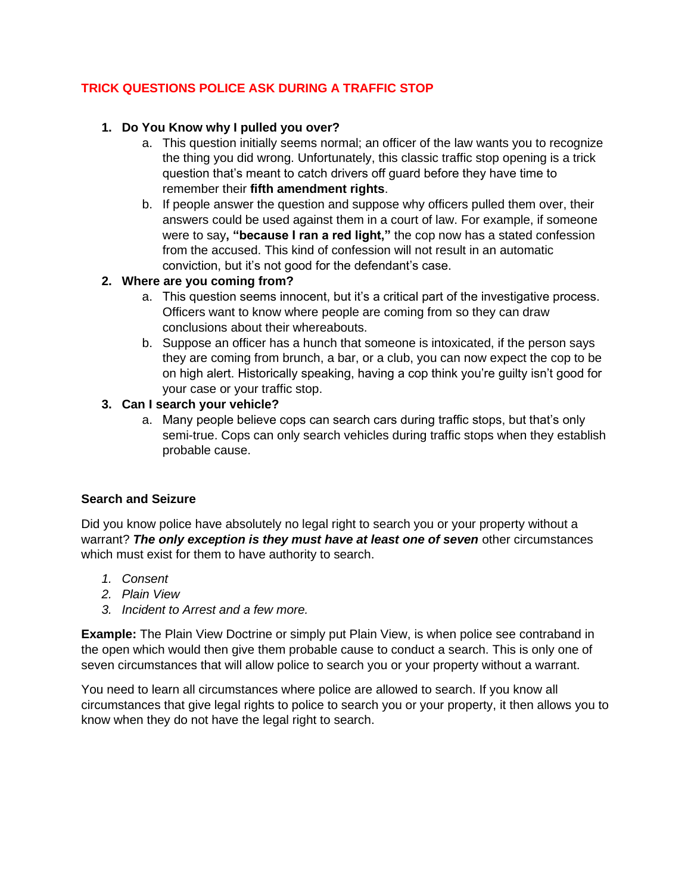## TRICK QUESTIONS POLICE ASK DURING A TRAFFIC STOP

1. **Do You Know why I pulled you over?**
    a. This question initially seems normal; an officer of the law wants you to recognize the thing you did wrong. Unfortunately, this classic traffic stop opening is a trick question that's meant to catch drivers off guard before they have time to remember their **fifth amendment rights**.
    b. If people answer the question and suppose why officers pulled them over, their answers could be used against them in a court of law. For example, if someone were to say**, "because I ran a red light,"** the cop now has a stated confession from the accused. This kind of confession will not result in an automatic conviction, but it's not good for the defendant's case.
2. **Where are you coming from?**
    a. This question seems innocent, but it's a critical part of the investigative process. Officers want to know where people are coming from so they can draw conclusions about their whereabouts.
    b. Suppose an officer has a hunch that someone is intoxicated, if the person says they are coming from brunch, a bar, or a club, you can now expect the cop to be on high alert. Historically speaking, having a cop think you're guilty isn't good for your case or your traffic stop.
3. **Can I search your vehicle?**
    a. Many people believe cops can search cars during traffic stops, but that's only semi-true. Cops can only search vehicles during traffic stops when they establish probable cause.

### Search and Seizure

Did you know police have absolutely no legal right to search you or your property without a warrant? ***The only exception is they must have at least one of seven*** other circumstances which must exist for them to have authority to search.

1. *Consent*
2. *Plain View*
3. *Incident to Arrest and a few more.*

**Example:** The Plain View Doctrine or simply put Plain View, is when police see contraband in the open which would then give them probable cause to conduct a search. This is only one of seven circumstances that will allow police to search you or your property without a warrant.

You need to learn all circumstances where police are allowed to search. If you know all circumstances that give legal rights to police to search you or your property, it then allows you to know when they do not have the legal right to search.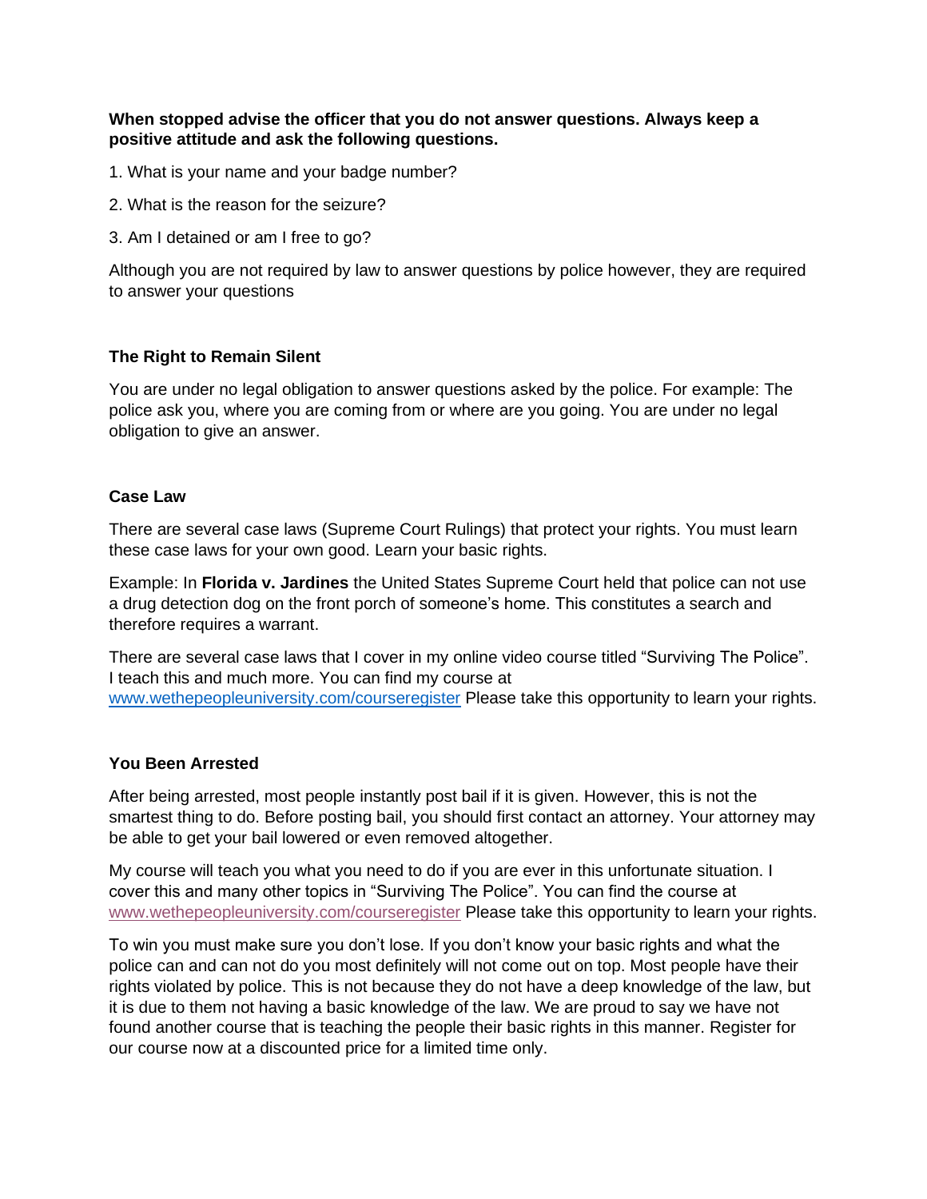**When stopped advise the officer that you do not answer questions. Always keep a positive attitude and ask the following questions.**

1. What is your name and your badge number?

2. What is the reason for the seizure?

3. Am I detained or am I free to go?

Although you are not required by law to answer questions by police however, they are required to answer your questions

### The Right to Remain Silent

You are under no legal obligation to answer questions asked by the police. For example: The police ask you, where you are coming from or where are you going. You are under no legal obligation to give an answer.

### Case Law

There are several case laws (Supreme Court Rulings) that protect your rights. You must learn these case laws for your own good. Learn your basic rights.

Example: In **Florida v. Jardines** the United States Supreme Court held that police can not use a drug detection dog on the front porch of someone's home. This constitutes a search and therefore requires a warrant.

There are several case laws that I cover in my online video course titled "Surviving The Police". I teach this and much more. You can find my course at [www.wethepeopleuniversity.com/courseregister](http://www.wethepeopleuniversity.com/courseregister) Please take this opportunity to learn your rights.

### You Been Arrested

After being arrested, most people instantly post bail if it is given. However, this is not the smartest thing to do. Before posting bail, you should first contact an attorney. Your attorney may be able to get your bail lowered or even removed altogether.

My course will teach you what you need to do if you are ever in this unfortunate situation. I cover this and many other topics in "Surviving The Police". You can find the course at [www.wethepeopleuniversity.com/courseregister](http://www.wethepeopleuniversity.com/courseregister) Please take this opportunity to learn your rights.

To win you must make sure you don't lose. If you don't know your basic rights and what the police can and can not do you most definitely will not come out on top. Most people have their rights violated by police. This is not because they do not have a deep knowledge of the law, but it is due to them not having a basic knowledge of the law. We are proud to say we have not found another course that is teaching the people their basic rights in this manner. Register for our course now at a discounted price for a limited time only.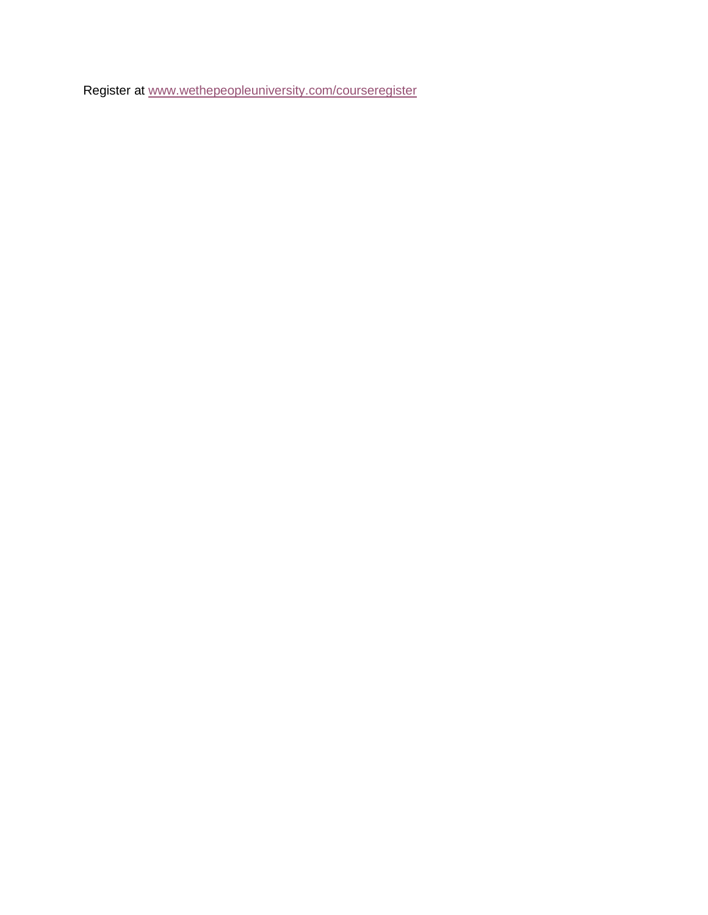Register at [www.wethepeopleuniversity.com/courseregister](http://www.wethepeopleuniversity.com/courseregister)